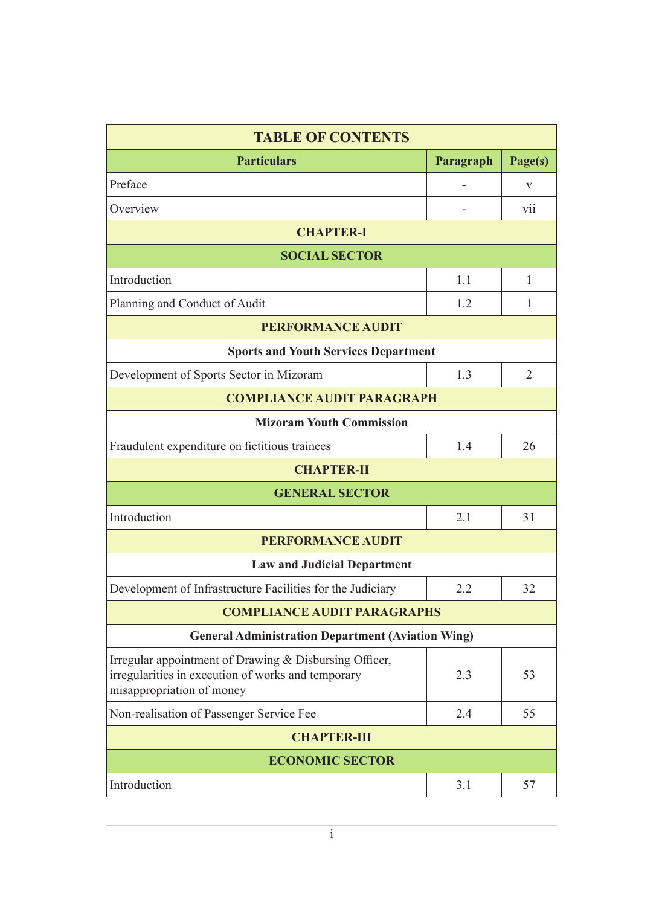| TABLE OF CONTENTS | | |
|---|---|---|
| **Particulars** | **Paragraph** | **Page(s)** |
| Preface | - | v |
| Overview | - | vii |
| **CHAPTER-I** | | |
| **SOCIAL SECTOR** | | |
| Introduction | 1.1 | 1 |
| Planning and Conduct of Audit | 1.2 | 1 |
| **PERFORMANCE AUDIT** | | |
| **Sports and Youth Services Department** | | |
| Development of Sports Sector in Mizoram | 1.3 | 2 |
| **COMPLIANCE AUDIT PARAGRAPH** | | |
| **Mizoram Youth Commission** | | |
| Fraudulent expenditure on fictitious trainees | 1.4 | 26 |
| **CHAPTER-II** | | |
| **GENERAL SECTOR** | | |
| Introduction | 2.1 | 31 |
| **PERFORMANCE AUDIT** | | |
| **Law and Judicial Department** | | |
| Development of Infrastructure Facilities for the Judiciary | 2.2 | 32 |
| **COMPLIANCE AUDIT PARAGRAPHS** | | |
| **General Administration Department (Aviation Wing)** | | |
| Irregular appointment of Drawing & Disbursing Officer, irregularities in execution of works and temporary misappropriation of money | 2.3 | 53 |
| Non-realisation of Passenger Service Fee | 2.4 | 55 |
| **CHAPTER-III** | | |
| **ECONOMIC SECTOR** | | |
| Introduction | 3.1 | 57 |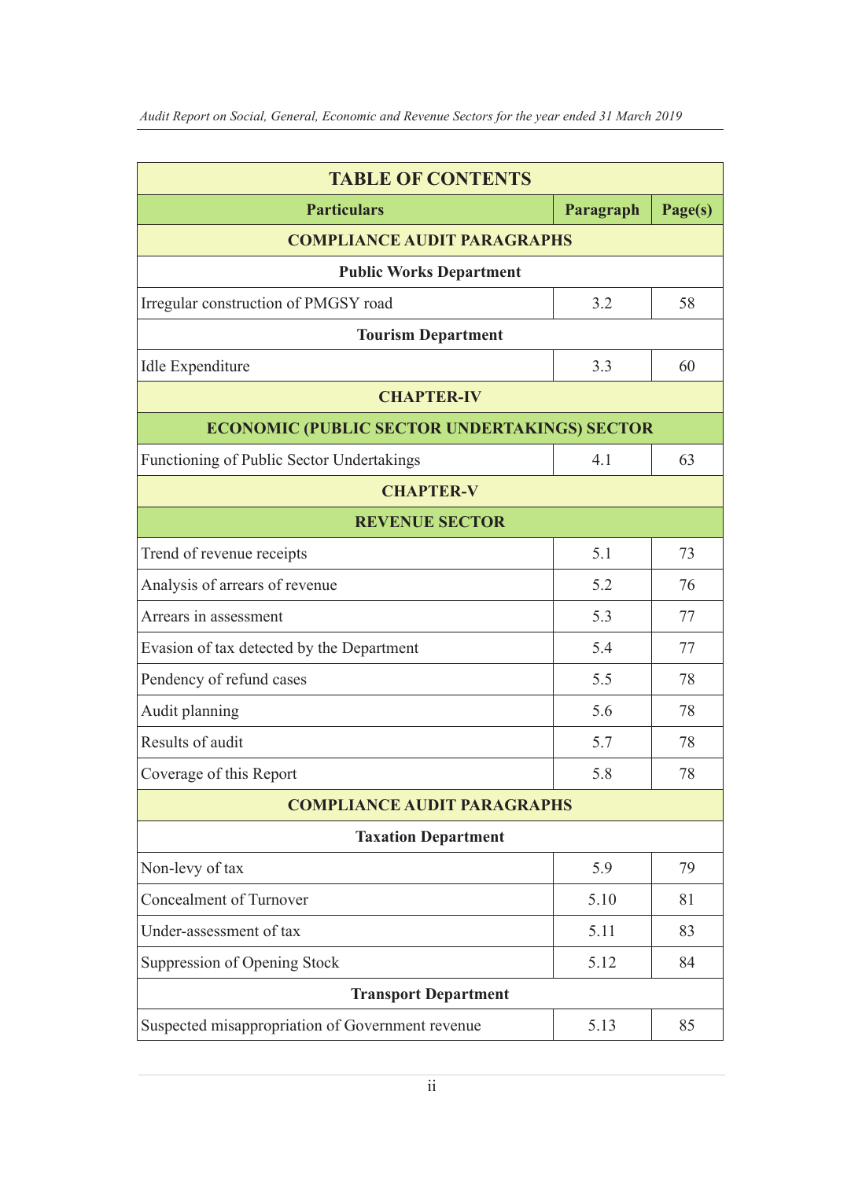| TABLE OF CONTENTS | | |
|---|---|---|
| **Particulars** | **Paragraph** | **Page(s)** |
| **COMPLIANCE AUDIT PARAGRAPHS** | | |
| **Public Works Department** | | |
| Irregular construction of PMGSY road | 3.2 | 58 |
| **Tourism Department** | | |
| Idle Expenditure | 3.3 | 60 |
| **CHAPTER-IV** | | |
| **ECONOMIC (PUBLIC SECTOR UNDERTAKINGS) SECTOR** | | |
| Functioning of Public Sector Undertakings | 4.1 | 63 |
| **CHAPTER-V** | | |
| **REVENUE SECTOR** | | |
| Trend of revenue receipts | 5.1 | 73 |
| Analysis of arrears of revenue | 5.2 | 76 |
| Arrears in assessment | 5.3 | 77 |
| Evasion of tax detected by the Department | 5.4 | 77 |
| Pendency of refund cases | 5.5 | 78 |
| Audit planning | 5.6 | 78 |
| Results of audit | 5.7 | 78 |
| Coverage of this Report | 5.8 | 78 |
| **COMPLIANCE AUDIT PARAGRAPHS** | | |
| **Taxation Department** | | |
| Non-levy of tax | 5.9 | 79 |
| Concealment of Turnover | 5.10 | 81 |
| Under-assessment of tax | 5.11 | 83 |
| Suppression of Opening Stock | 5.12 | 84 |
| **Transport Department** | | |
| Suspected misappropriation of Government revenue | 5.13 | 85 |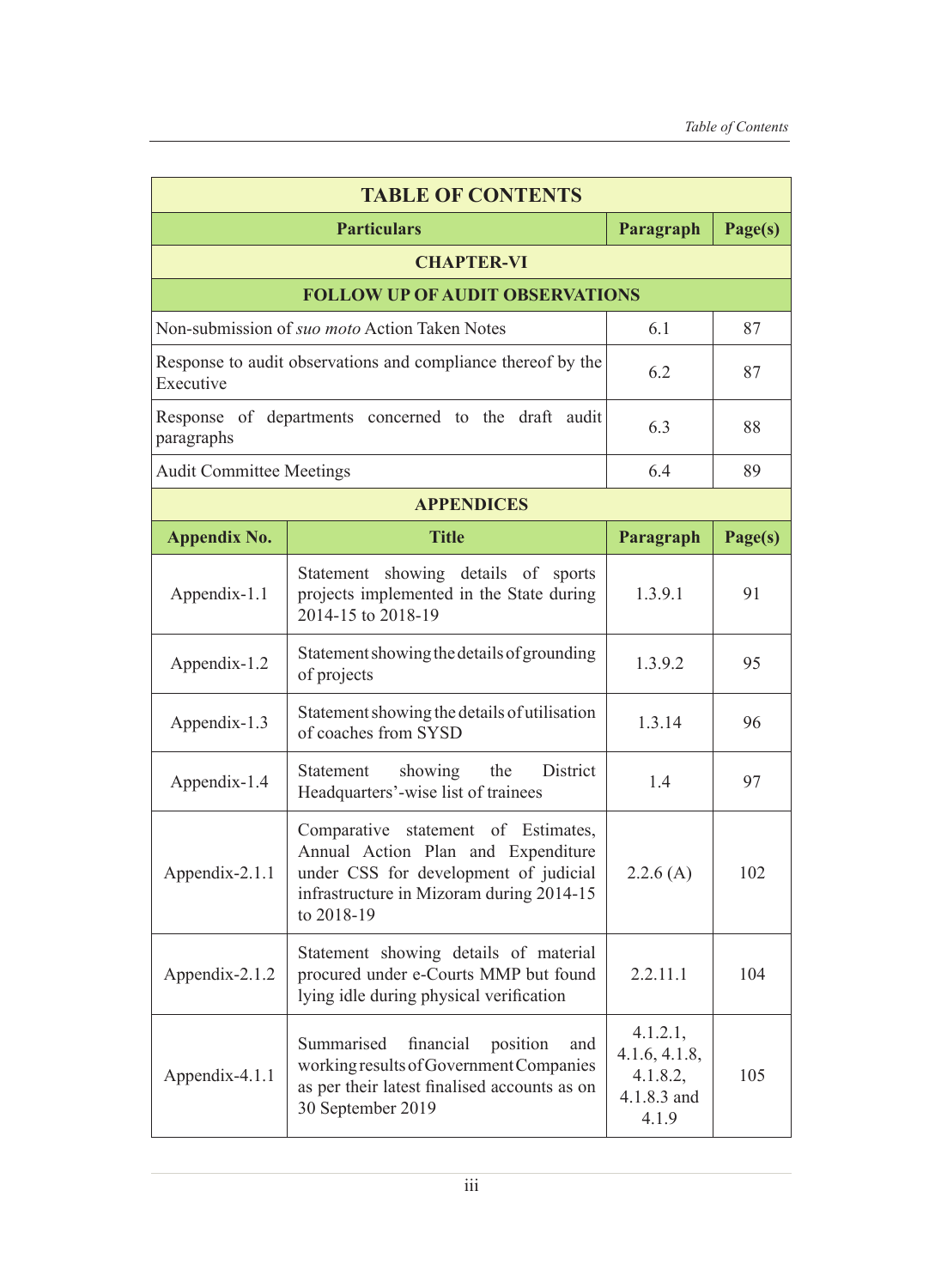## TABLE OF CONTENTS

| Particulars | Paragraph | Page(s) |
|---|---|---|
| **CHAPTER-VI** | | |
| **FOLLOW UP OF AUDIT OBSERVATIONS** | | |
| Non-submission of *suo moto* Action Taken Notes | 6.1 | 87 |
| Response to audit observations and compliance thereof by the Executive | 6.2 | 87 |
| Response of departments concerned to the draft audit paragraphs | 6.3 | 88 |
| Audit Committee Meetings | 6.4 | 89 |

**APPENDICES**

| Appendix No. | Title | Paragraph | Page(s) |
|---|---|---|---|
| Appendix-1.1 | Statement showing details of sports projects implemented in the State during 2014-15 to 2018-19 | 1.3.9.1 | 91 |
| Appendix-1.2 | Statement showing the details of grounding of projects | 1.3.9.2 | 95 |
| Appendix-1.3 | Statement showing the details of utilisation of coaches from SYSD | 1.3.14 | 96 |
| Appendix-1.4 | Statement showing the District Headquarters'-wise list of trainees | 1.4 | 97 |
| Appendix-2.1.1 | Comparative statement of Estimates, Annual Action Plan and Expenditure under CSS for development of judicial infrastructure in Mizoram during 2014-15 to 2018-19 | 2.2.6 (A) | 102 |
| Appendix-2.1.2 | Statement showing details of material procured under e-Courts MMP but found lying idle during physical verification | 2.2.11.1 | 104 |
| Appendix-4.1.1 | Summarised financial position and working results of Government Companies as per their latest finalised accounts as on 30 September 2019 | 4.1.2.1, 4.1.6, 4.1.8, 4.1.8.2, 4.1.8.3 and 4.1.9 | 105 |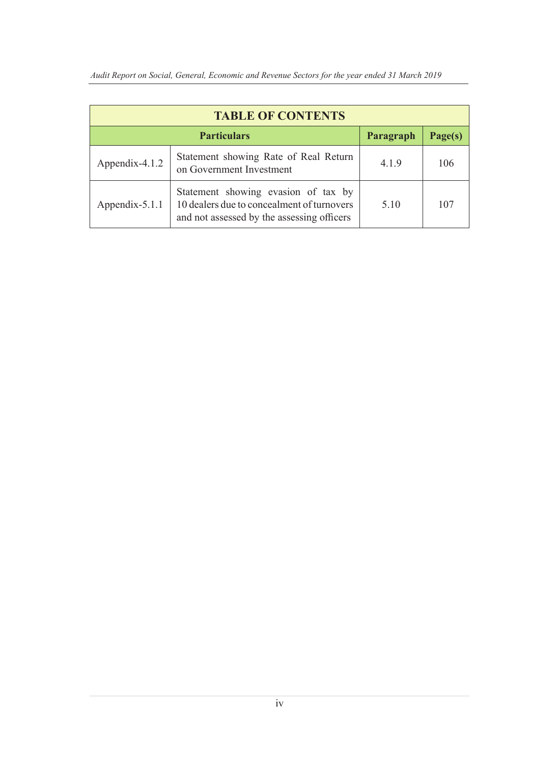| TABLE OF CONTENTS | | | |
|---|---|---|---|
| **Particulars** | | **Paragraph** | **Page(s)** |
| Appendix-4.1.2 | Statement showing Rate of Real Return on Government Investment | 4.1.9 | 106 |
| Appendix-5.1.1 | Statement showing evasion of tax by 10 dealers due to concealment of turnovers and not assessed by the assessing officers | 5.10 | 107 |